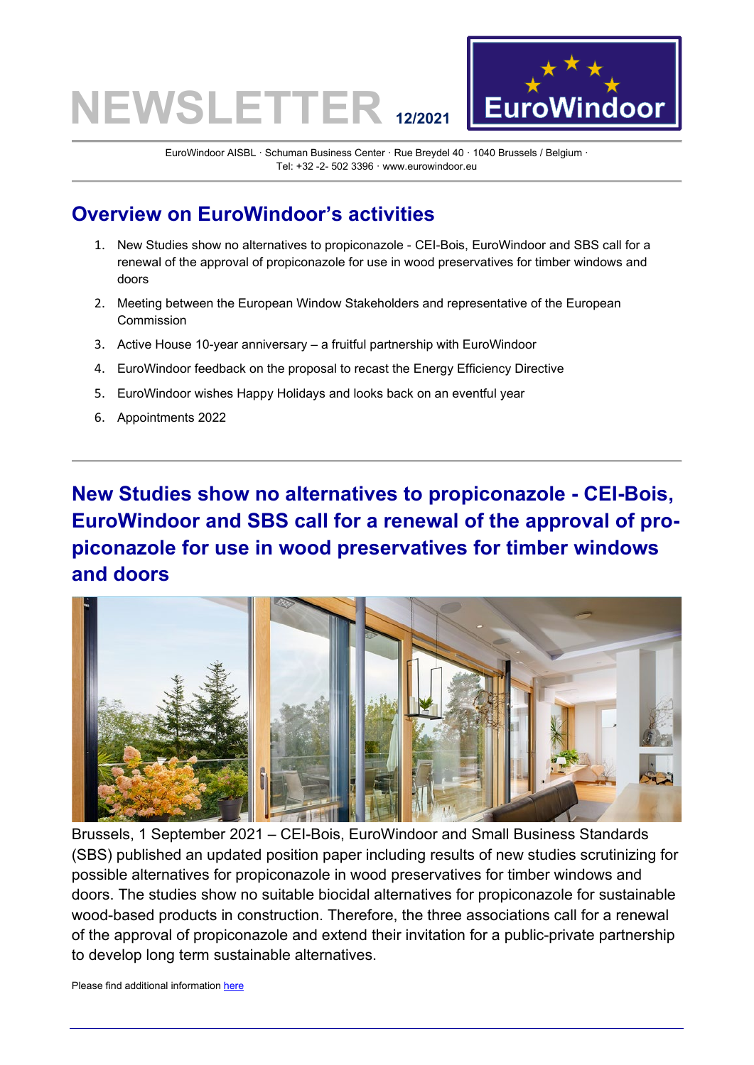# NEWSLETTER 12/2021

EuroWindoor

EuroWindoor AISBL · Schuman Business Center · Rue Breydel 40 · 1040 Brussels / Belgium · Tel: +32 -2- 502 3396 · www.eurowindoor.eu

## Overview on EuroWindoor's activities

1. New Studies show no alternatives to propiconazole - CEI-Bois, EuroWindoor and SBS call for a renewal of the approval of propiconazole for use in wood preservatives for timber windows and doors
2. Meeting between the European Window Stakeholders and representative of the European Commission
3. Active House 10-year anniversary – a fruitful partnership with EuroWindoor
4. EuroWindoor feedback on the proposal to recast the Energy Efficiency Directive
5. EuroWindoor wishes Happy Holidays and looks back on an eventful year
6. Appointments 2022

## New Studies show no alternatives to propiconazole - CEI-Bois, EuroWindoor and SBS call for a renewal of the approval of propiconazole for use in wood preservatives for timber windows and doors

Brussels, 1 September 2021 – CEI-Bois, EuroWindoor and Small Business Standards (SBS) published an updated position paper including results of new studies scrutinizing for possible alternatives for propiconazole in wood preservatives for timber windows and doors. The studies show no suitable biocidal alternatives for propiconazole for sustainable wood-based products in construction. Therefore, the three associations call for a renewal of the approval of propiconazole and extend their invitation for a public-private partnership to develop long term sustainable alternatives.

Please find additional information here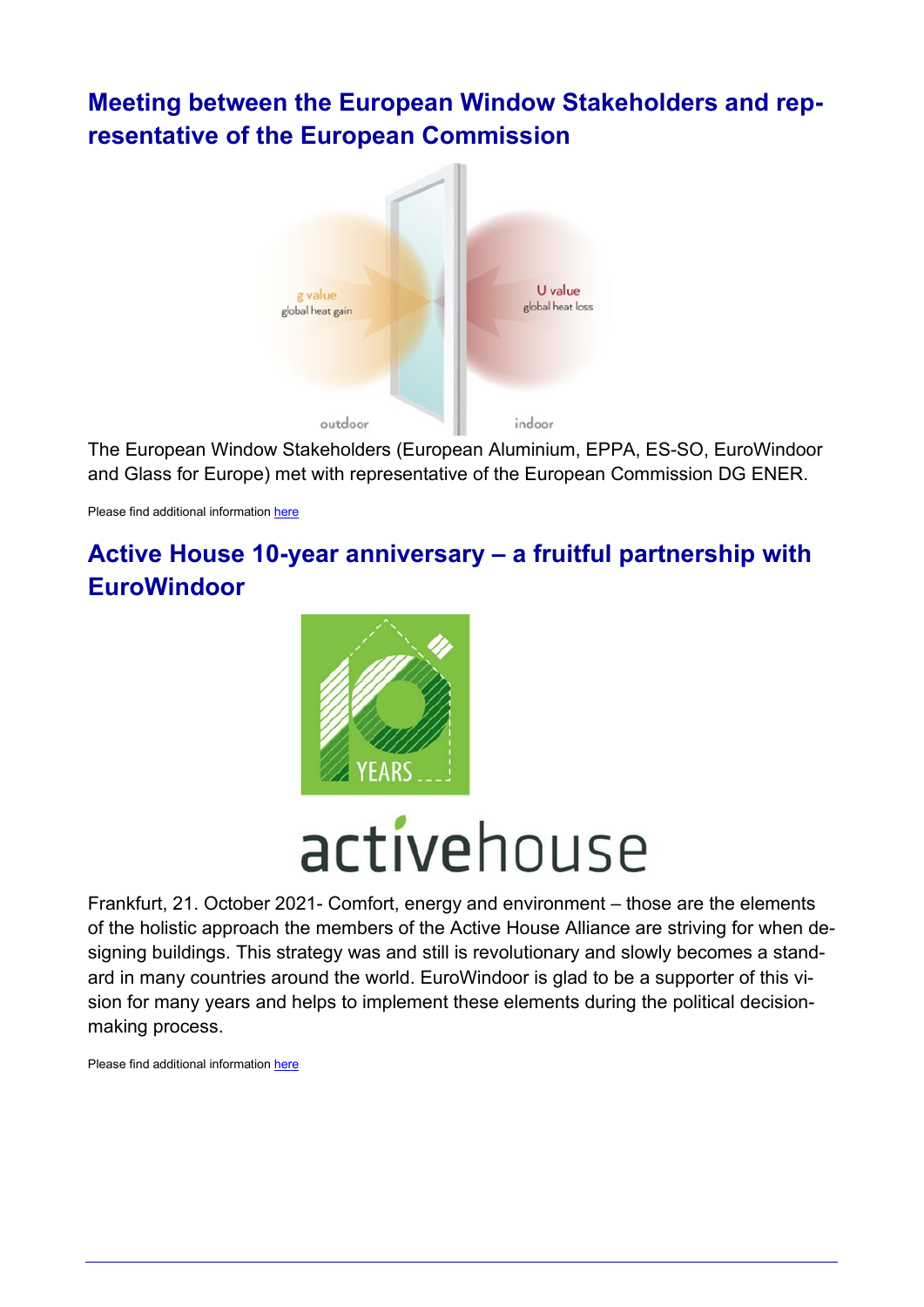## Meeting between the European Window Stakeholders and representative of the European Commission

The European Window Stakeholders (European Aluminium, EPPA, ES-SO, EuroWindoor and Glass for Europe) met with representative of the European Commission DG ENER.

Please find additional information here

## Active House 10-year anniversary – a fruitful partnership with EuroWindoor

Frankfurt, 21. October 2021- Comfort, energy and environment – those are the elements of the holistic approach the members of the Active House Alliance are striving for when designing buildings. This strategy was and still is revolutionary and slowly becomes a standard in many countries around the world. EuroWindoor is glad to be a supporter of this vision for many years and helps to implement these elements during the political decision-making process.

Please find additional information here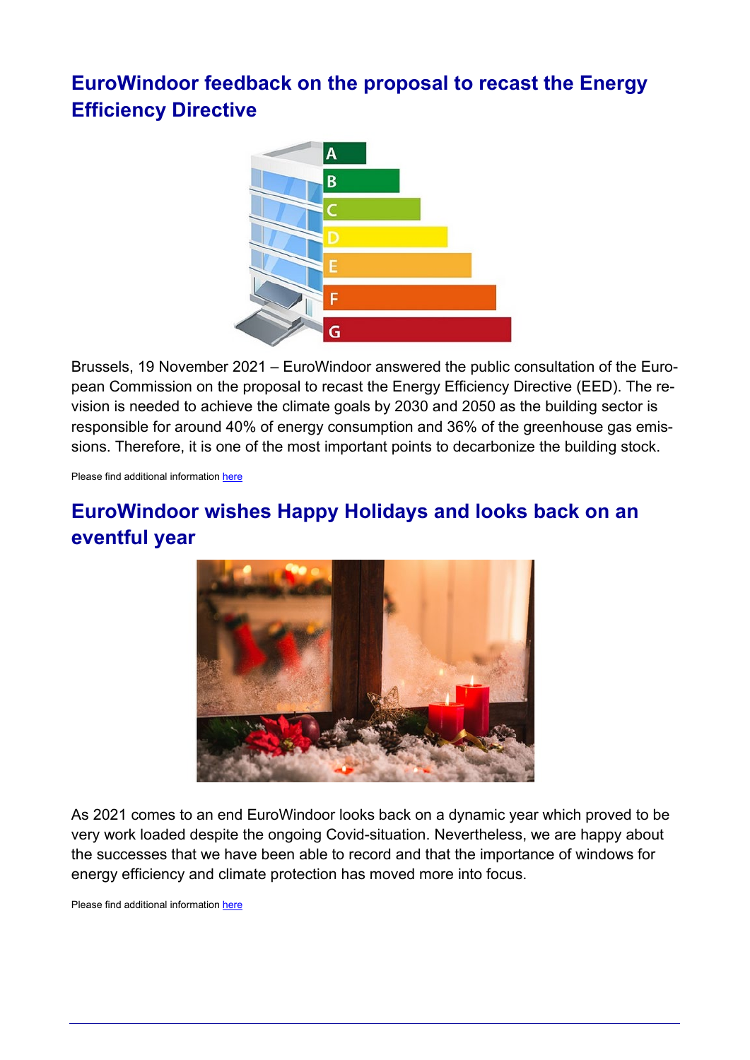## EuroWindoor feedback on the proposal to recast the Energy Efficiency Directive

Brussels, 19 November 2021 – EuroWindoor answered the public consultation of the European Commission on the proposal to recast the Energy Efficiency Directive (EED). The revision is needed to achieve the climate goals by 2030 and 2050 as the building sector is responsible for around 40% of energy consumption and 36% of the greenhouse gas emissions. Therefore, it is one of the most important points to decarbonize the building stock.

Please find additional information here

## EuroWindoor wishes Happy Holidays and looks back on an eventful year

As 2021 comes to an end EuroWindoor looks back on a dynamic year which proved to be very work loaded despite the ongoing Covid-situation. Nevertheless, we are happy about the successes that we have been able to record and that the importance of windows for energy efficiency and climate protection has moved more into focus.

Please find additional information here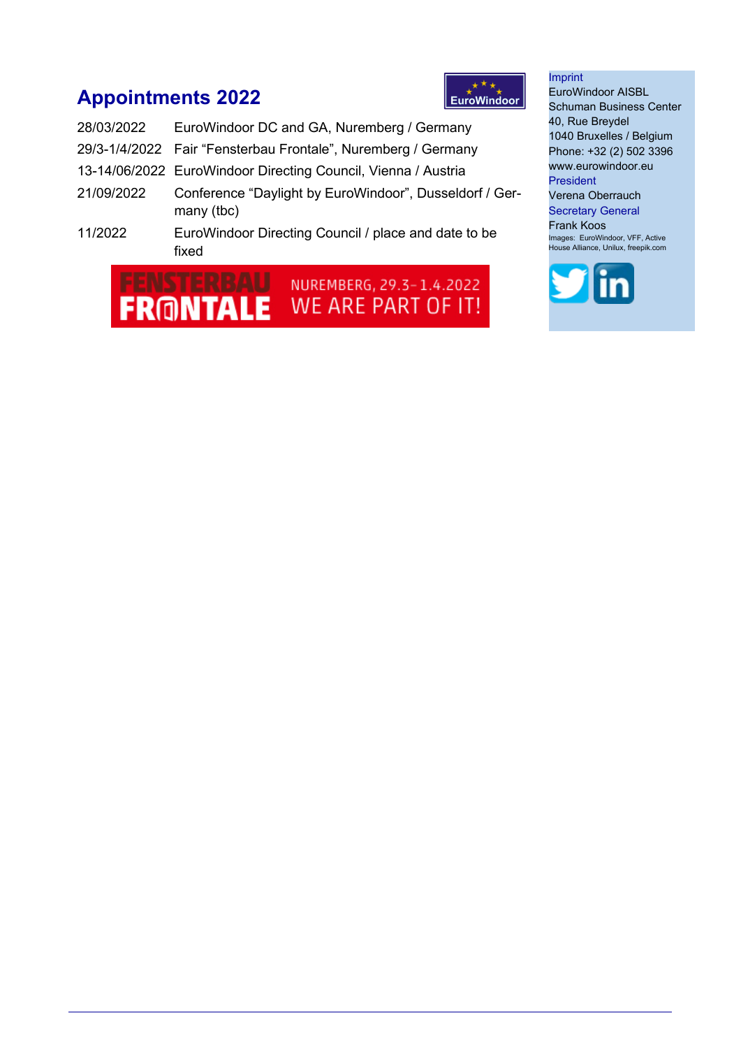## Appointments 2022

| | |
|---|---|
| 28/03/2022 | EuroWindoor DC and GA, Nuremberg / Germany |
| 29/3-1/4/2022 | Fair “Fensterbau Frontale”, Nuremberg / Germany |
| 13-14/06/2022 | EuroWindoor Directing Council, Vienna / Austria |
| 21/09/2022 | Conference “Daylight by EuroWindoor”, Dusseldorf / Germany (tbc) |
| 11/2022 | EuroWindoor Directing Council / place and date to be fixed |

FENSTERBAU FRONTALE NUREMBERG, 29.3-1.4.2022 WE ARE PART OF IT!

Imprint
EuroWindoor AISBL
Schuman Business Center
40, Rue Breydel
1040 Bruxelles / Belgium
Phone: +32 (2) 502 3396
www.eurowindoor.eu

President
Verena Oberrauch

Secretary General
Frank Koos

Images: EuroWindoor, VFF, Active House Alliance, Unilux, freepik.com